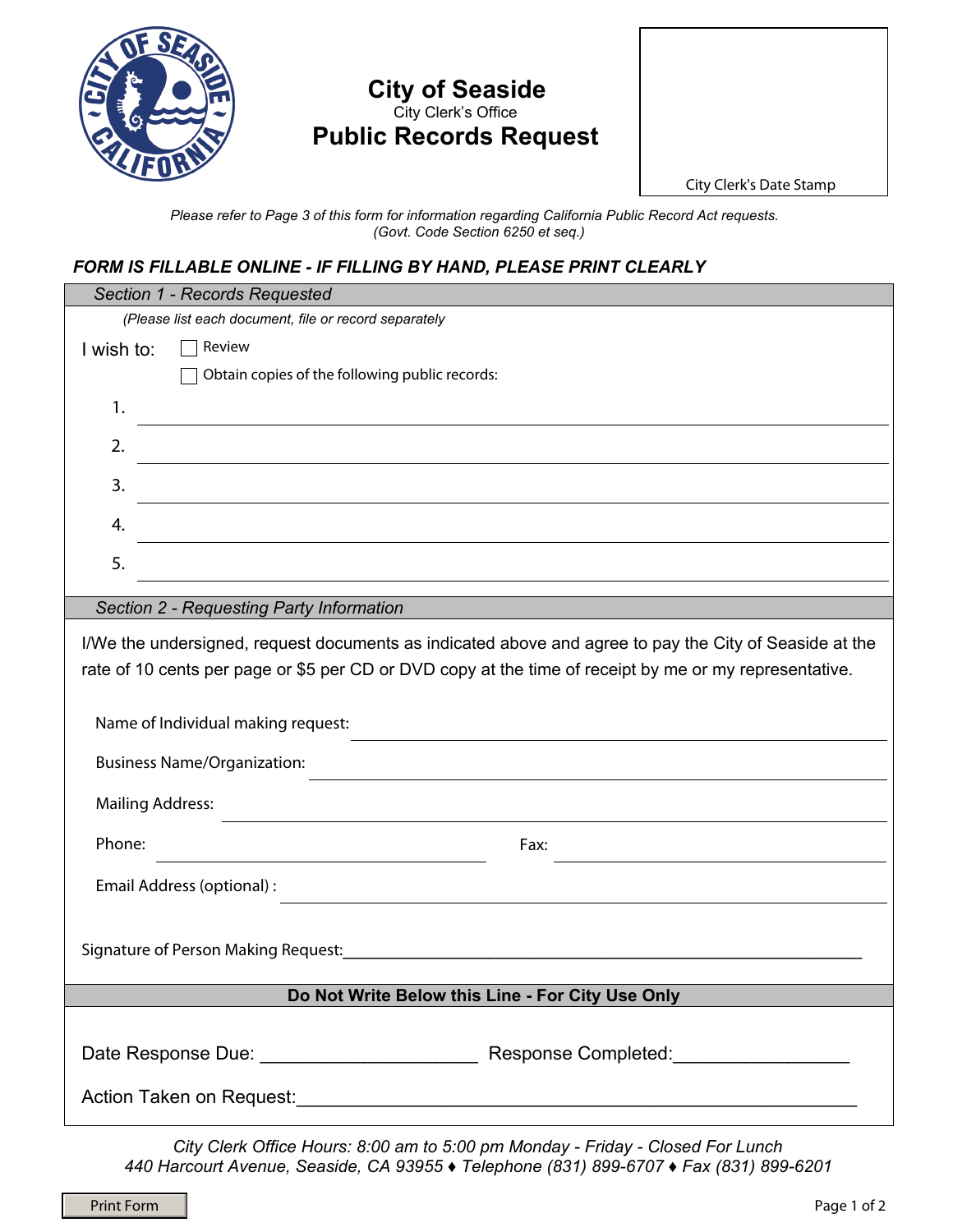# City of Seaside

City Clerk's Office

## Public Records Request

City Clerk's Date Stamp

*Please refer to Page 3 of this form for information regarding California Public Record Act requests. (Govt. Code Section 6250 et seq.)*

***FORM IS FILLABLE ONLINE - IF FILLING BY HAND, PLEASE PRINT CLEARLY***

### *Section 1 - Records Requested*

*(Please list each document, file or record separately*

I wish to:

- ☐ Review
- ☐ Obtain copies of the following public records:

1. ______________________________
2. ______________________________
3. ______________________________
4. ______________________________
5. ______________________________

### *Section 2 - Requesting Party Information*

I/We the undersigned, request documents as indicated above and agree to pay the City of Seaside at the rate of 10 cents per page or $5 per CD or DVD copy at the time of receipt by me or my representative.

Name of Individual making request: ______________________________

Business Name/Organization: ______________________________

Mailing Address: ______________________________

Phone: ______________________________ Fax: ______________________________

Email Address (optional) : ______________________________

Signature of Person Making Request:______________________________

### **Do Not Write Below this Line - For City Use Only**

Date Response Due: ____________________ Response Completed:________________

Action Taken on Request:______________________________

*City Clerk Office Hours: 8:00 am to 5:00 pm Monday - Friday - Closed For Lunch*

*440 Harcourt Avenue, Seaside, CA 93955 ♦ Telephone (831) 899-6707 ♦ Fax (831) 899-6201*

Print Form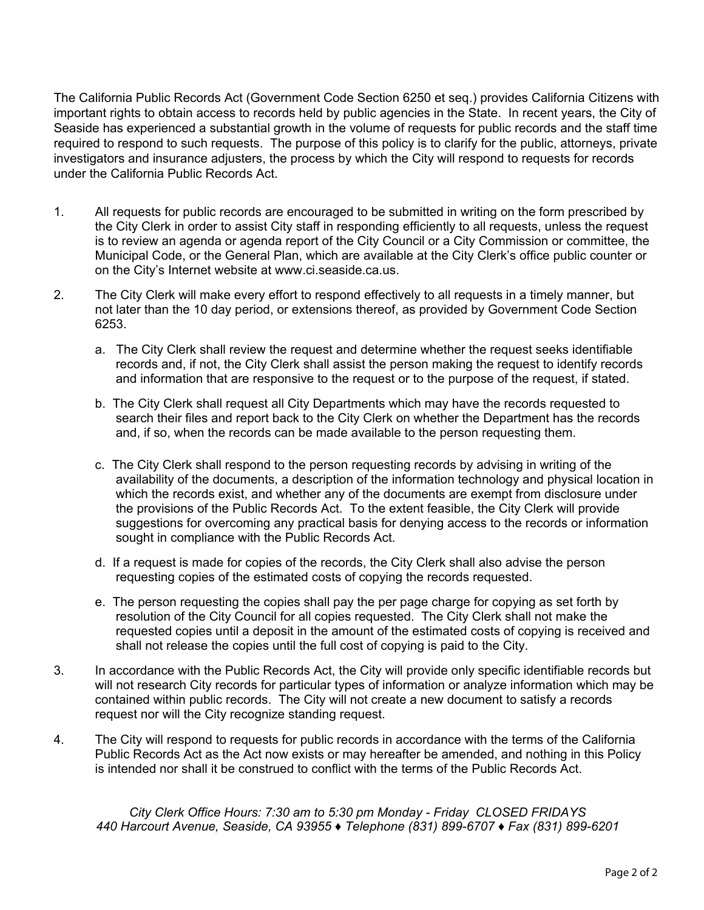The California Public Records Act (Government Code Section 6250 et seq.) provides California Citizens with important rights to obtain access to records held by public agencies in the State. In recent years, the City of Seaside has experienced a substantial growth in the volume of requests for public records and the staff time required to respond to such requests. The purpose of this policy is to clarify for the public, attorneys, private investigators and insurance adjusters, the process by which the City will respond to requests for records under the California Public Records Act.

1. All requests for public records are encouraged to be submitted in writing on the form prescribed by the City Clerk in order to assist City staff in responding efficiently to all requests, unless the request is to review an agenda or agenda report of the City Council or a City Commission or committee, the Municipal Code, or the General Plan, which are available at the City Clerk's office public counter or on the City's Internet website at www.ci.seaside.ca.us.

2. The City Clerk will make every effort to respond effectively to all requests in a timely manner, but not later than the 10 day period, or extensions thereof, as provided by Government Code Section 6253.

   a. The City Clerk shall review the request and determine whether the request seeks identifiable records and, if not, the City Clerk shall assist the person making the request to identify records and information that are responsive to the request or to the purpose of the request, if stated.

   b. The City Clerk shall request all City Departments which may have the records requested to search their files and report back to the City Clerk on whether the Department has the records and, if so, when the records can be made available to the person requesting them.

   c. The City Clerk shall respond to the person requesting records by advising in writing of the availability of the documents, a description of the information technology and physical location in which the records exist, and whether any of the documents are exempt from disclosure under the provisions of the Public Records Act. To the extent feasible, the City Clerk will provide suggestions for overcoming any practical basis for denying access to the records or information sought in compliance with the Public Records Act.

   d. If a request is made for copies of the records, the City Clerk shall also advise the person requesting copies of the estimated costs of copying the records requested.

   e. The person requesting the copies shall pay the per page charge for copying as set forth by resolution of the City Council for all copies requested. The City Clerk shall not make the requested copies until a deposit in the amount of the estimated costs of copying is received and shall not release the copies until the full cost of copying is paid to the City.

3. In accordance with the Public Records Act, the City will provide only specific identifiable records but will not research City records for particular types of information or analyze information which may be contained within public records. The City will not create a new document to satisfy a records request nor will the City recognize standing request.

4. The City will respond to requests for public records in accordance with the terms of the California Public Records Act as the Act now exists or may hereafter be amended, and nothing in this Policy is intended nor shall it be construed to conflict with the terms of the Public Records Act.

*City Clerk Office Hours: 7:30 am to 5:30 pm Monday - Friday CLOSED FRIDAYS*
*440 Harcourt Avenue, Seaside, CA 93955 ♦ Telephone (831) 899-6707 ♦ Fax (831) 899-6201*